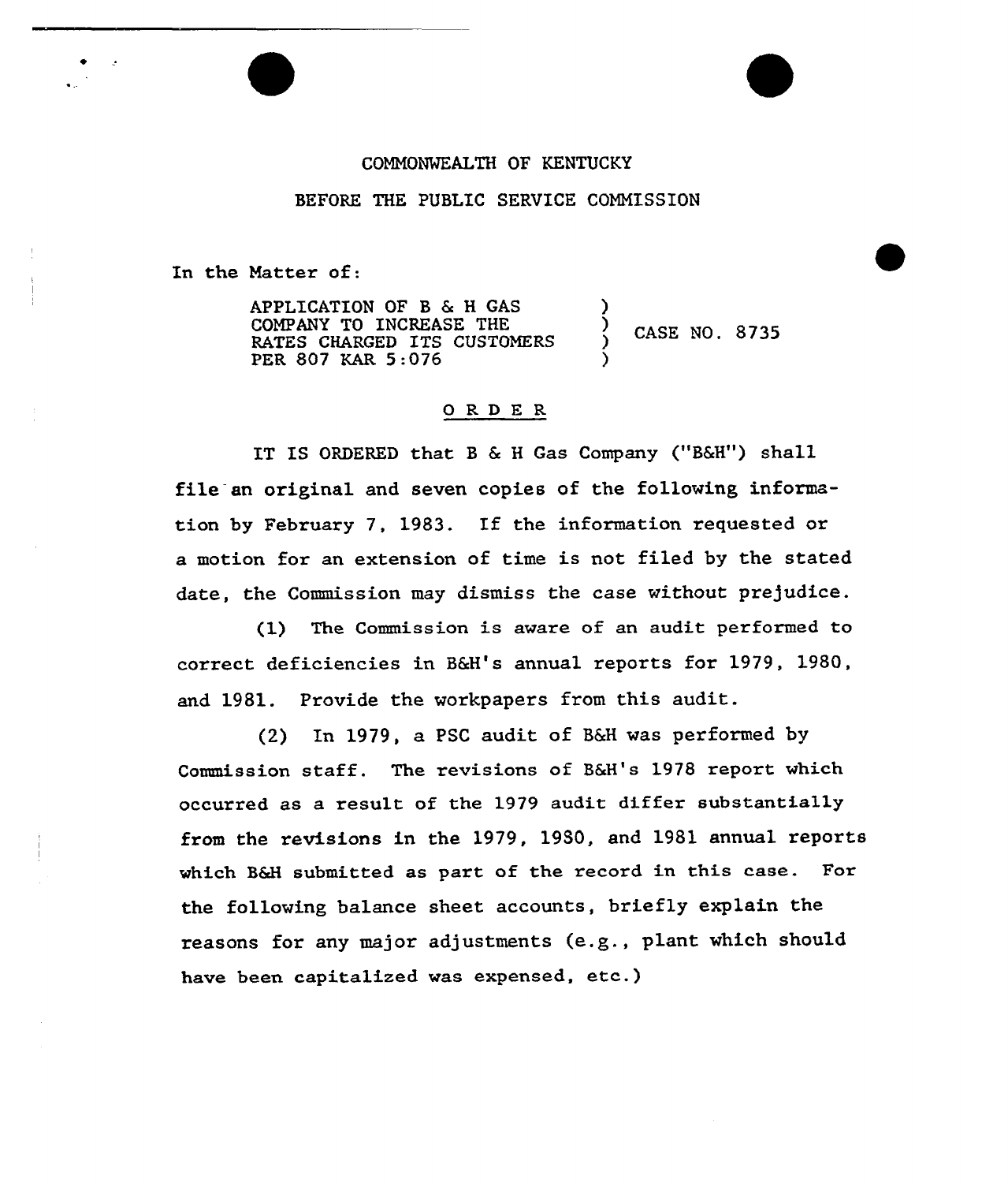COMMONWEALTH OF KENTUCKY

BEFORE THE PUBLIC SERVICE COMMISSION

In the Matter of:

APPLICATION OF B & H GAS COMPANY TO INCREASE THE RATES CHARGED ITS CUSTOMERS PER 807 KAR 5:076 ) CASE NO. 8735

O R D E R

IT IS ORDERED that B & H Gas Company ("B&H") shall file an original and seven copies of the following information by February 7, 1983. If the information requested or a motion for an extension of time is not filed by the stated date, the Commission may dismiss the case without prejudice.

(1) The Commission is aware of an audit performed to correct deficiencies in B&H's annual reports for 1979, 1980, and 1981. Provide the workpapers from this audit.

(2) In 1979, a PSC audit of B&H was performed by Commission staff. The revisions of B&H's 1978 report which occurred as a result of the 1979 audit differ substantially from the revisions in the 1979, 1980, and 1981 annual reports which B&H submitted as part of the record in this case. For the following balance sheet accounts, briefly explain the reasons for any major adjustments (e.g., plant which should have been capitalized was expensed, etc.)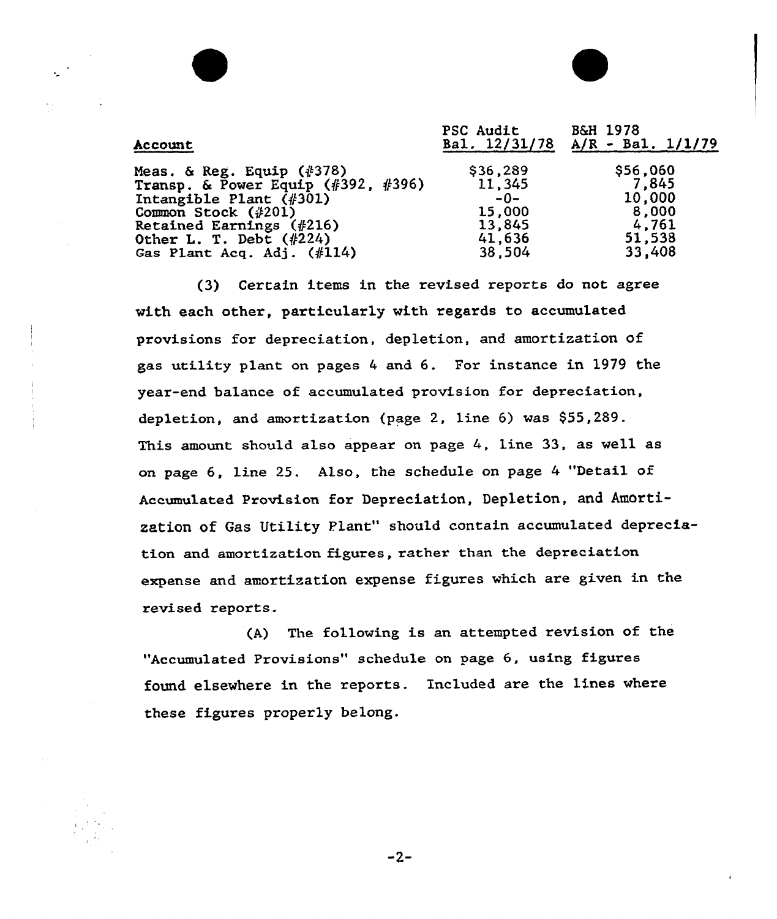| Account | PSC Audit Bal. 12/31/78 | B&H 1978 A/R - Bal. 1/1/79 |
|---|---|---|
| Meas. & Reg. Equip (#378) | $36,289 | $56,060 |
| Transp. & Power Equip (#392, #396) | 11,345 | 7,845 |
| Intangible Plant (#301) | -0- | 10,000 |
| Common Stock (#201) | 15,000 | 8,000 |
| Retained Earnings (#216) | 13,845 | 4,761 |
| Other L. T. Debt (#224) | 41,636 | 51,538 |
| Gas Plant Acq. Adj. (#114) | 38,504 | 33,408 |

(3) Certain items in the revised reports do not agree with each other, particularly with regards to accumulated provisions for depreciation, depletion, and amortization of gas utility plant on pages 4 and 6. For instance in 1979 the year-end balance of accumulated provision for depreciation, depletion, and amortization (page 2, line 6) was $55,289. This amount should also appear on page 4, line 33, as well as on page 6, line 25. Also, the schedule on page 4 "Detail of Accumulated Provision for Depreciation, Depletion, and Amortization of Gas Utility Plant" should contain accumulated depreciation and amortization figures, rather than the depreciation expense and amortization expense figures which are given in the revised reports.

(A) The following is an attempted revision of the "Accumulated Provisions" schedule on page 6, using figures found elsewhere in the reports. Included are the lines where these figures properly belong.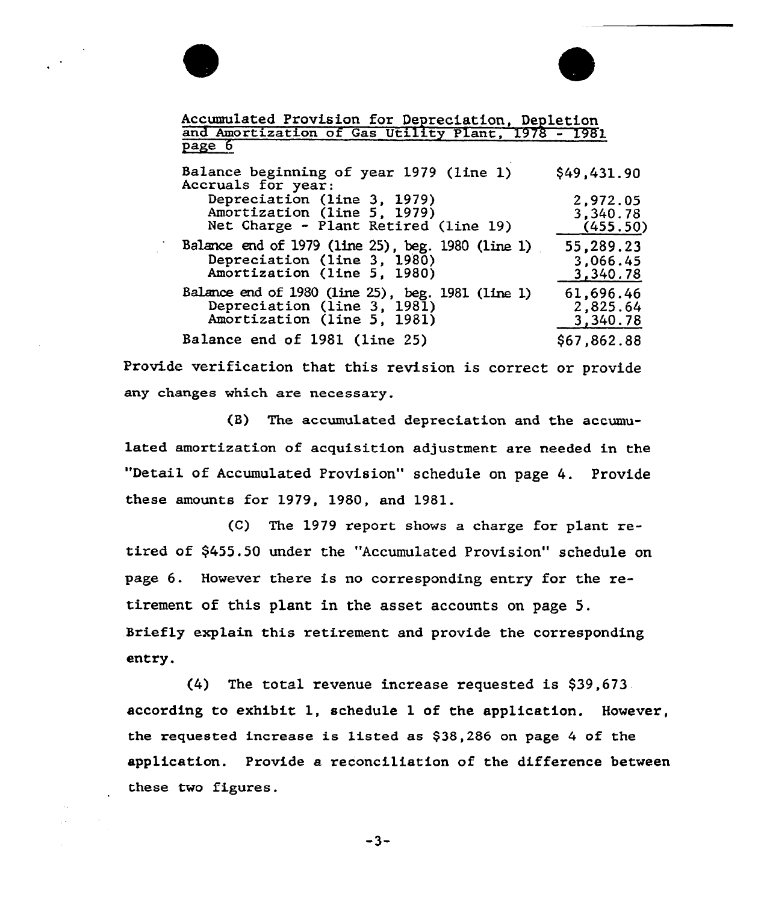Accumulated Provision for Depreciation, Depletion and Amortization of Gas Utility Plant, 1978 - 1981 page 6

| | |
|---|---|
| Balance beginning of year 1979 (line 1) | $49,431.90 |
| Accruals for year: | |
| Depreciation (line 3, 1979) | 2,972.05 |
| Amortization (line 5, 1979) | 3,340.78 |
| Net Charge - Plant Retired (line 19) | (455.50) |
| Balance end of 1979 (line 25), beg. 1980 (line 1) | 55,289.23 |
| Depreciation (line 3, 1980) | 3,066.45 |
| Amortization (line 5, 1980) | 3,340.78 |
| Balance end of 1980 (line 25), beg. 1981 (line 1) | 61,696.46 |
| Depreciation (line 3, 1981) | 2,825.64 |
| Amortization (line 5, 1981) | 3,340.78 |
| Balance end of 1981 (line 25) | $67,862.88 |

Provide verification that this revision is correct or provide any changes which are necessary.

(B) The accumulated depreciation and the accumulated amortization of acquisition adjustment are needed in the "Detail of Accumulated Provision" schedule on page 4. Provide these amounts for 1979, 1980, and 1981.

(C) The 1979 report shows a charge for plant retired of $455.50 under the "Accumulated Provision" schedule on page 6. However there is no corresponding entry for the retirement of this plant in the asset accounts on page 5. Briefly explain this retirement and provide the corresponding entry.

(4) The total revenue increase requested is $39,673 according to exhibit 1, schedule 1 of the application. However, the requested increase is listed as $38,286 on page 4 of the application. Provide a reconciliation of the difference between these two figures.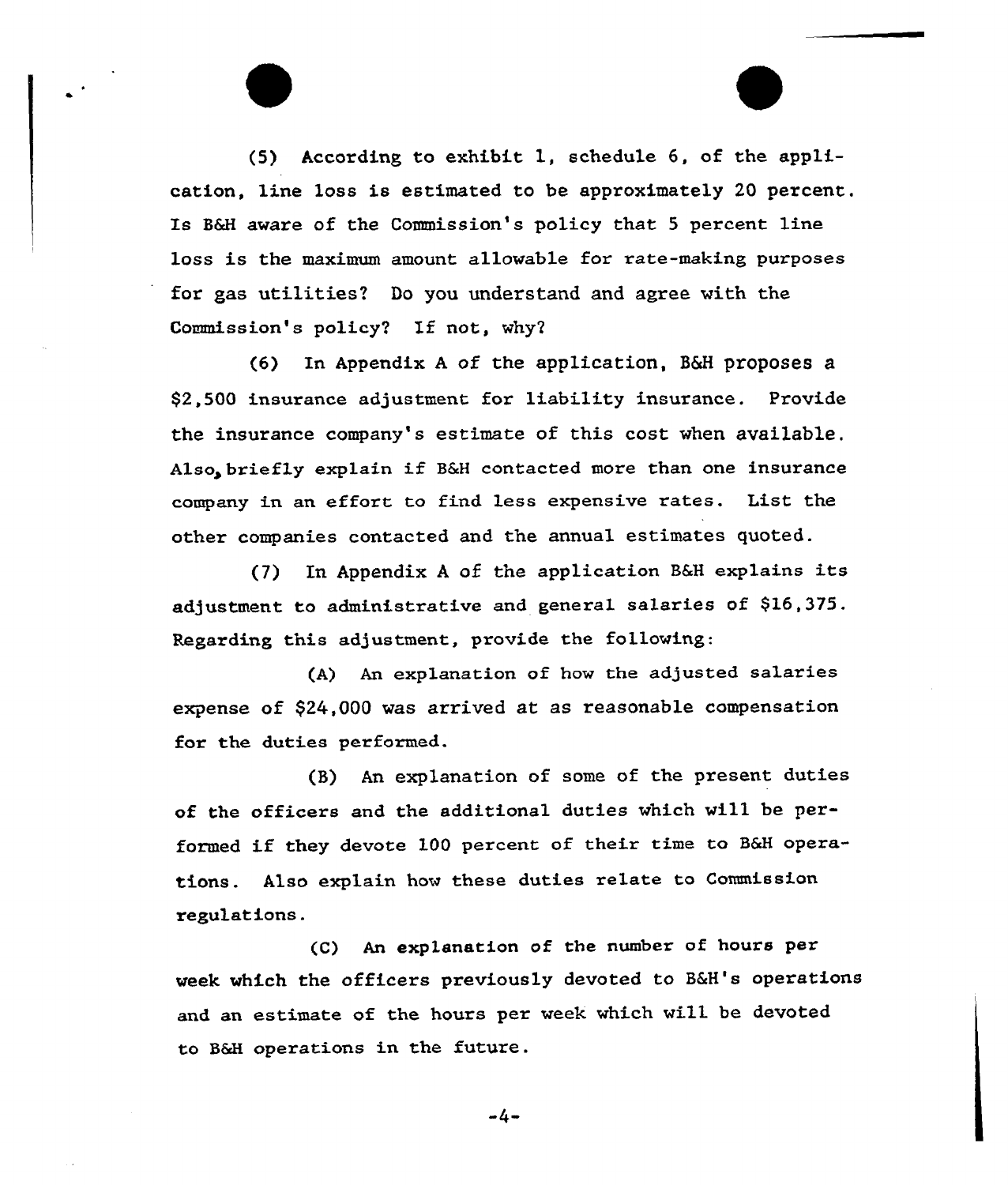(5) According to exhibit 1, schedule 6, of the application, line loss is estimated to be approximately 20 percent. Is B&H aware of the Commission's policy that 5 percent line loss is the maximum amount allowable for rate-making purposes for gas utilities? Do you understand and agree with the Commission's policy? If not, why?

(6) In Appendix A of the application, B&H proposes a $2,500 insurance adjustment for liability insurance. Provide the insurance company's estimate of this cost when available. Also, briefly explain if B&H contacted more than one insurance company in an effort to find less expensive rates. List the other companies contacted and the annual estimates quoted.

(7) In Appendix A of the application B&H explains its adjustment to administrative and general salaries of $16,375. Regarding this adjustment, provide the following:

(A) An explanation of how the adjusted salaries expense of $24,000 was arrived at as reasonable compensation for the duties performed.

(B) An explanation of some of the present duties of the officers and the additional duties which will be performed if they devote 100 percent of their time to B&H operations. Also explain how these duties relate to Commission regulations.

(C) An explanation of the number of hours per week which the officers previously devoted to B&H's operations and an estimate of the hours per week which will be devoted to B&H operations in the future.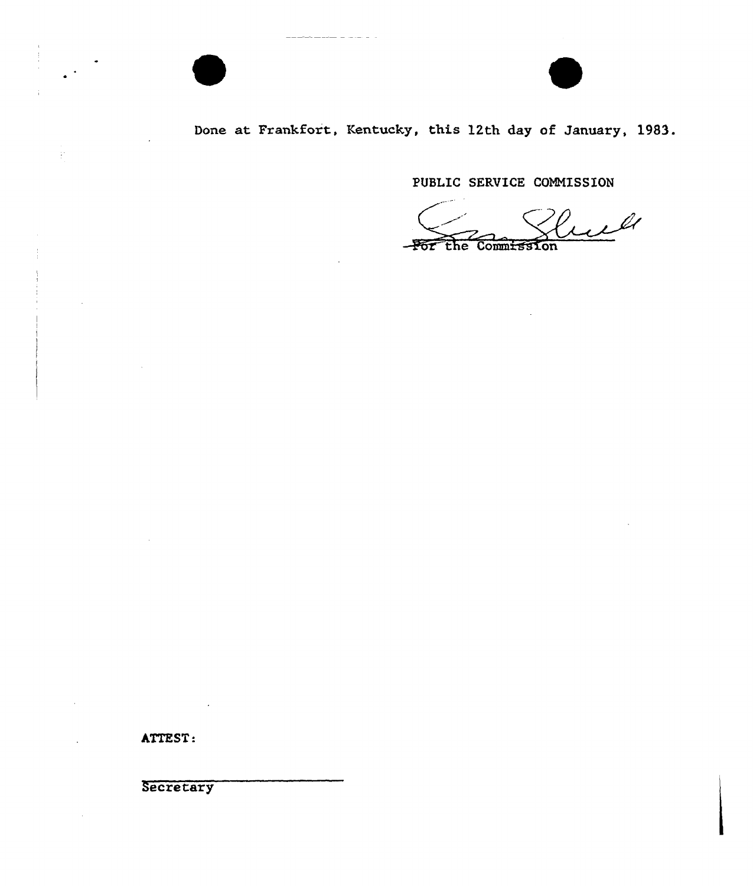Done at Frankfort, Kentucky, this 12th day of January, 1983.

PUBLIC SERVICE COMMISSION

For the Commission

ATTEST:

Secretary